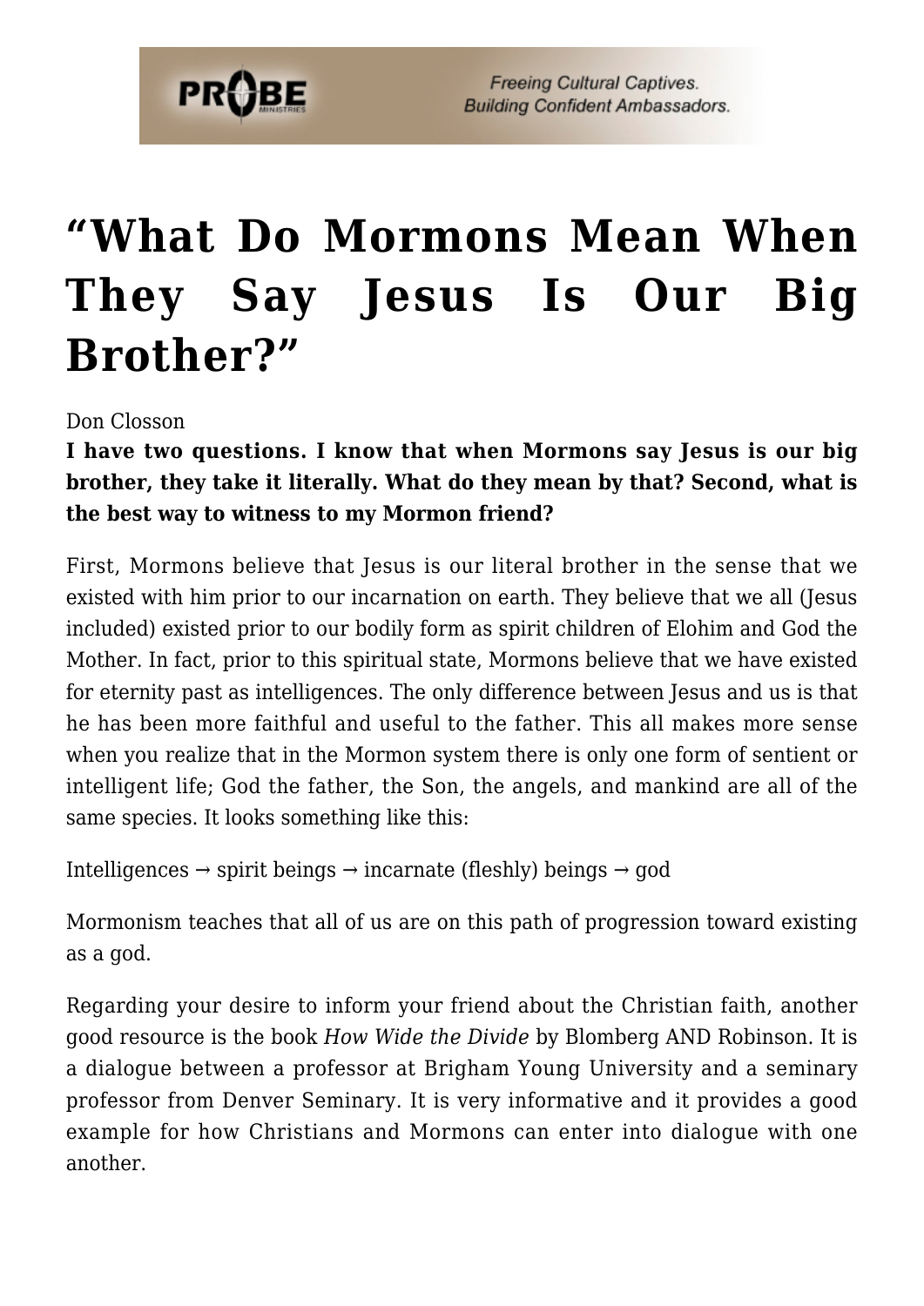# "What Do Mormons Mean When They Say Jesus Is Our Big Brother?"

Don Closson

**I have two questions. I know that when Mormons say Jesus is our big brother, they take it literally. What do they mean by that? Second, what is the best way to witness to my Mormon friend?**

First, Mormons believe that Jesus is our literal brother in the sense that we existed with him prior to our incarnation on earth. They believe that we all (Jesus included) existed prior to our bodily form as spirit children of Elohim and God the Mother. In fact, prior to this spiritual state, Mormons believe that we have existed for eternity past as intelligences. The only difference between Jesus and us is that he has been more faithful and useful to the father. This all makes more sense when you realize that in the Mormon system there is only one form of sentient or intelligent life; God the father, the Son, the angels, and mankind are all of the same species. It looks something like this:

Intelligences → spirit beings → incarnate (fleshly) beings → god

Mormonism teaches that all of us are on this path of progression toward existing as a god.

Regarding your desire to inform your friend about the Christian faith, another good resource is the book *How Wide the Divide* by Blomberg AND Robinson. It is a dialogue between a professor at Brigham Young University and a seminary professor from Denver Seminary. It is very informative and it provides a good example for how Christians and Mormons can enter into dialogue with one another.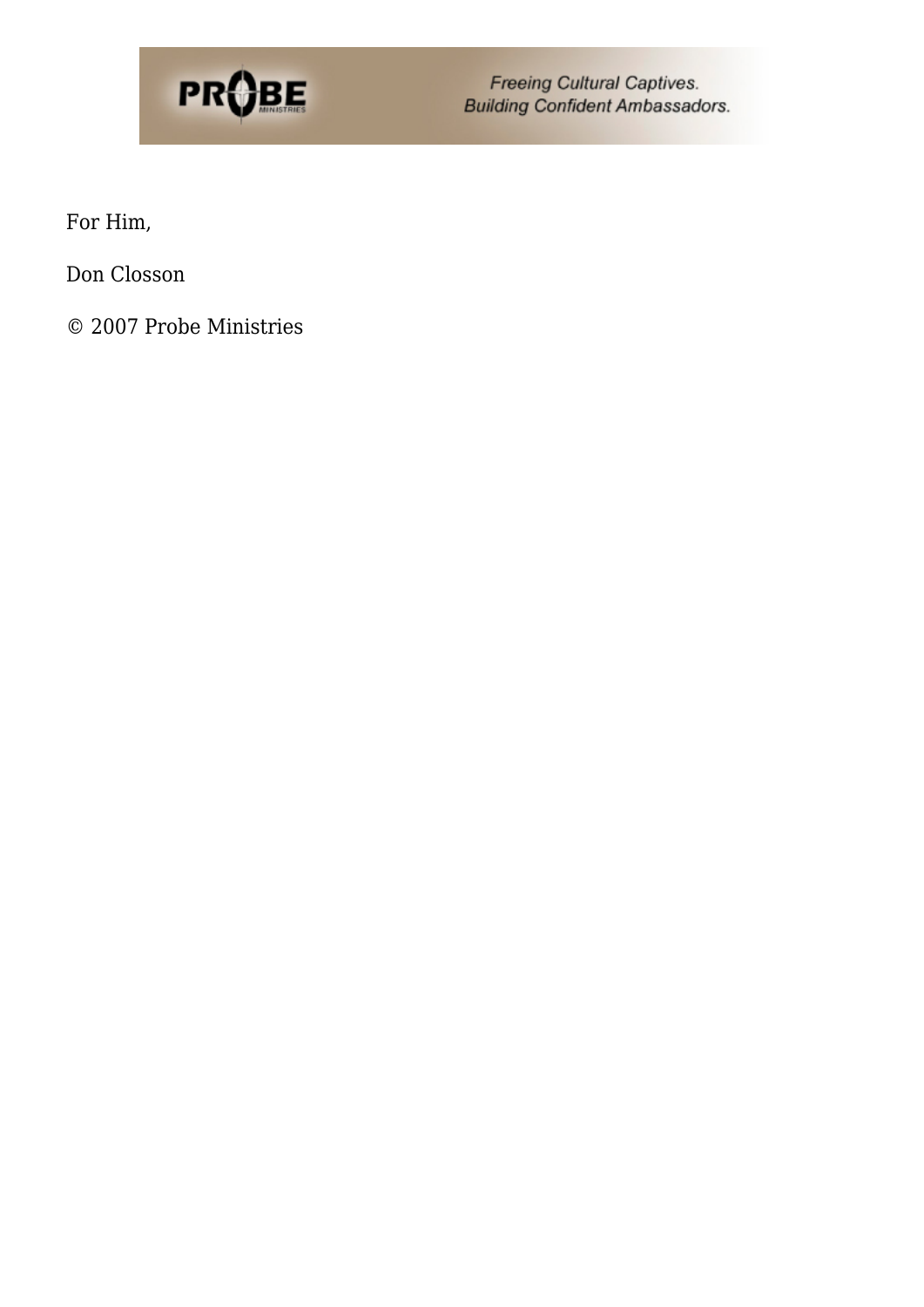For Him,

Don Closson

© 2007 Probe Ministries